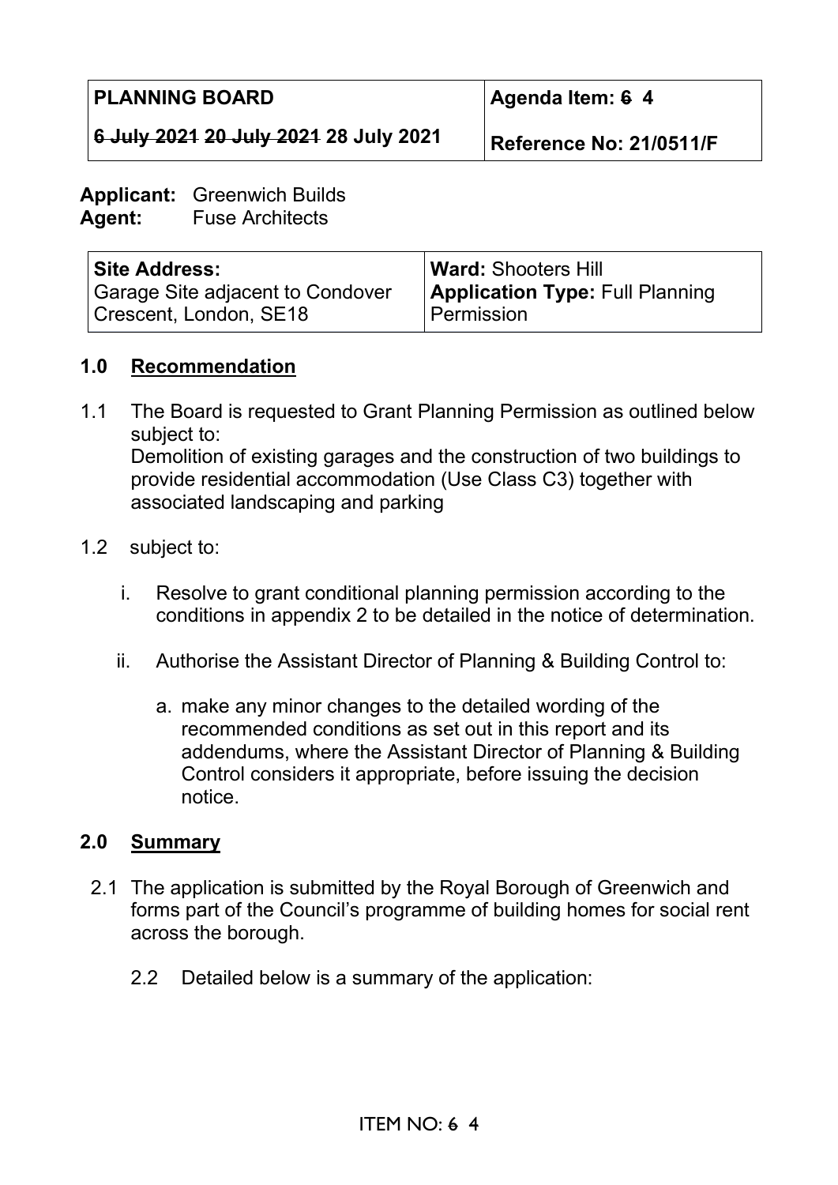| PLANNING BOARD | Agenda Item: ~~6~~ 4 |
| --- | --- |
| ~~6 July 2021~~ ~~20 July 2021~~ 28 July 2021 | Reference No: 21/0511/F |

**Applicant:** Greenwich Builds
**Agent:** Fuse Architects

| Site Address: | Ward: Shooters Hill |
| --- | --- |
| Garage Site adjacent to Condover Crescent, London, SE18 | **Application Type:** Full Planning Permission |

## 1.0 Recommendation

1.1 The Board is requested to Grant Planning Permission as outlined below subject to:
Demolition of existing garages and the construction of two buildings to provide residential accommodation (Use Class C3) together with associated landscaping and parking

1.2 subject to:

i. Resolve to grant conditional planning permission according to the conditions in appendix 2 to be detailed in the notice of determination.

ii. Authorise the Assistant Director of Planning & Building Control to:

a. make any minor changes to the detailed wording of the recommended conditions as set out in this report and its addendums, where the Assistant Director of Planning & Building Control considers it appropriate, before issuing the decision notice.

## 2.0 Summary

2.1 The application is submitted by the Royal Borough of Greenwich and forms part of the Council's programme of building homes for social rent across the borough.

2.2 Detailed below is a summary of the application: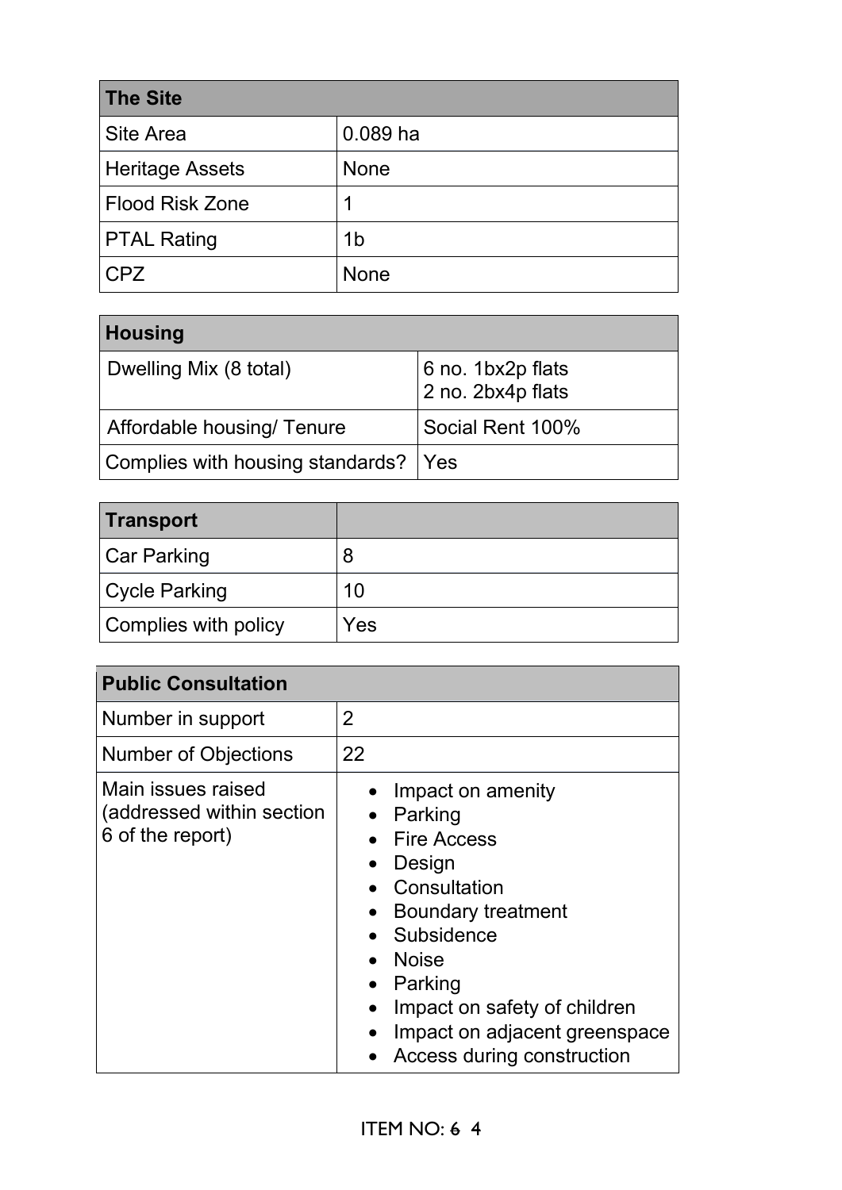| The Site | |
|---|---|
| Site Area | 0.089 ha |
| Heritage Assets | None |
| Flood Risk Zone | 1 |
| PTAL Rating | 1b |
| CPZ | None |

| Housing | |
|---|---|
| Dwelling Mix (8 total) | 6 no. 1bx2p flats<br>2 no. 2bx4p flats |
| Affordable housing/ Tenure | Social Rent 100% |
| Complies with housing standards? | Yes |

| Transport | |
|---|---|
| Car Parking | 8 |
| Cycle Parking | 10 |
| Complies with policy | Yes |

| Public Consultation | |
|---|---|
| Number in support | 2 |
| Number of Objections | 22 |
| Main issues raised (addressed within section 6 of the report) | • Impact on amenity<br>• Parking<br>• Fire Access<br>• Design<br>• Consultation<br>• Boundary treatment<br>• Subsidence<br>• Noise<br>• Parking<br>• Impact on safety of children<br>• Impact on adjacent greenspace<br>• Access during construction |

ITEM NO: ~~6~~ 4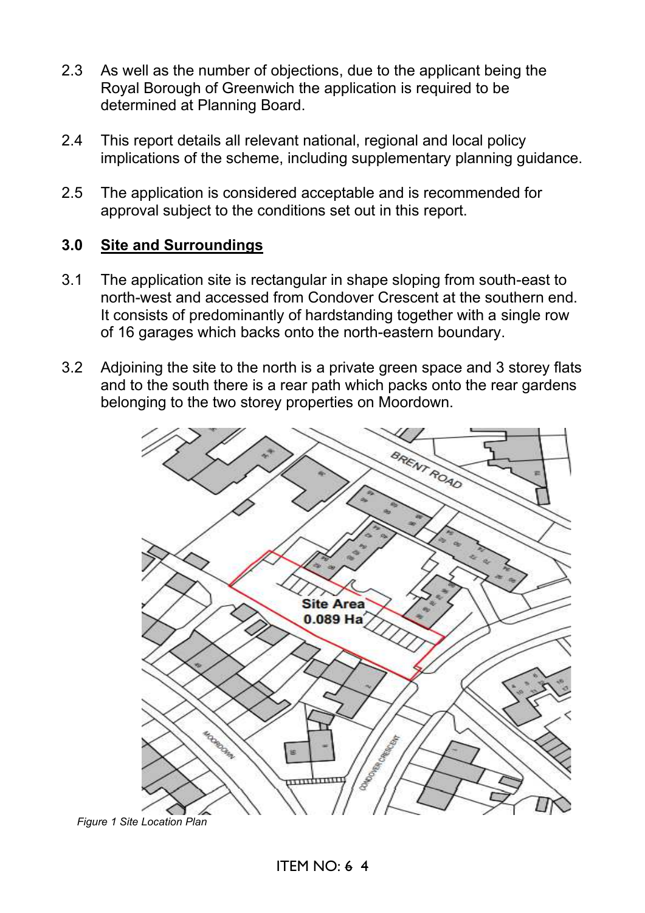2.3 As well as the number of objections, due to the applicant being the Royal Borough of Greenwich the application is required to be determined at Planning Board.

2.4 This report details all relevant national, regional and local policy implications of the scheme, including supplementary planning guidance.

2.5 The application is considered acceptable and is recommended for approval subject to the conditions set out in this report.

## 3.0 Site and Surroundings

3.1 The application site is rectangular in shape sloping from south-east to north-west and accessed from Condover Crescent at the southern end. It consists of predominantly of hardstanding together with a single row of 16 garages which backs onto the north-eastern boundary.

3.2 Adjoining the site to the north is a private green space and 3 storey flats and to the south there is a rear path which packs onto the rear gardens belonging to the two storey properties on Moordown.

*Figure 1 Site Location Plan*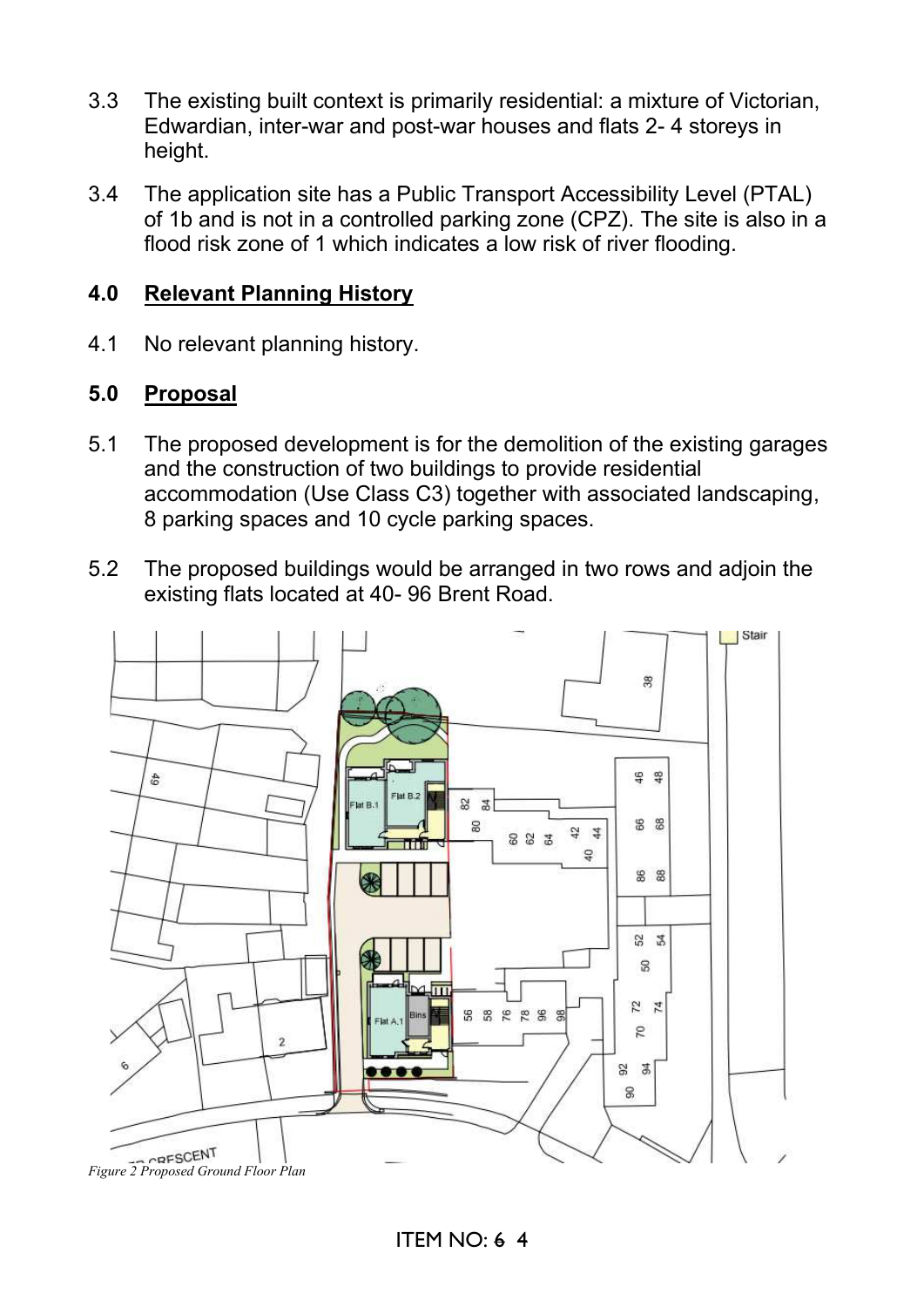3.3 The existing built context is primarily residential: a mixture of Victorian, Edwardian, inter-war and post-war houses and flats 2- 4 storeys in height.

3.4 The application site has a Public Transport Accessibility Level (PTAL) of 1b and is not in a controlled parking zone (CPZ). The site is also in a flood risk zone of 1 which indicates a low risk of river flooding.

## 4.0 Relevant Planning History

4.1 No relevant planning history.

## 5.0 Proposal

5.1 The proposed development is for the demolition of the existing garages and the construction of two buildings to provide residential accommodation (Use Class C3) together with associated landscaping, 8 parking spaces and 10 cycle parking spaces.

5.2 The proposed buildings would be arranged in two rows and adjoin the existing flats located at 40- 96 Brent Road.

*Figure 2 Proposed Ground Floor Plan*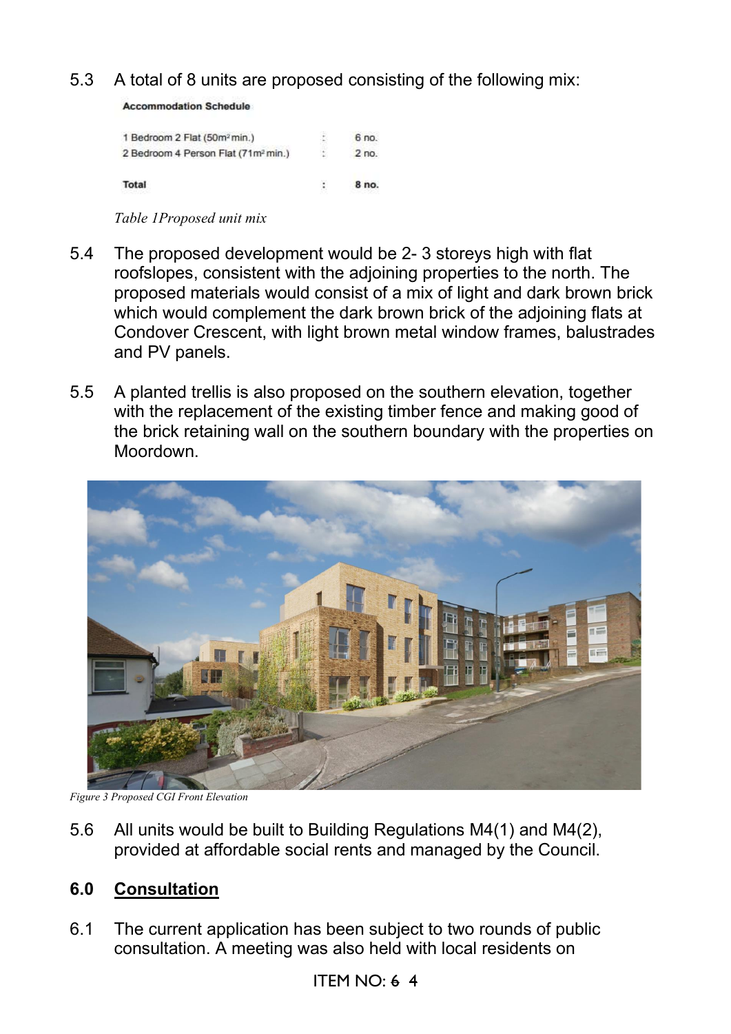5.3 A total of 8 units are proposed consisting of the following mix:

**Accommodation Schedule**

| | | |
|---|---|---|
| 1 Bedroom 2 Flat (50m² min.) | : | 6 no. |
| 2 Bedroom 4 Person Flat (71m² min.) | : | 2 no. |
| **Total** | **:** | **8 no.** |

*Table 1Proposed unit mix*

5.4 The proposed development would be 2- 3 storeys high with flat roofslopes, consistent with the adjoining properties to the north. The proposed materials would consist of a mix of light and dark brown brick which would complement the dark brown brick of the adjoining flats at Condover Crescent, with light brown metal window frames, balustrades and PV panels.

5.5 A planted trellis is also proposed on the southern elevation, together with the replacement of the existing timber fence and making good of the brick retaining wall on the southern boundary with the properties on Moordown.

*Figure 3 Proposed CGI Front Elevation*

5.6 All units would be built to Building Regulations M4(1) and M4(2), provided at affordable social rents and managed by the Council.

## 6.0 Consultation

6.1 The current application has been subject to two rounds of public consultation. A meeting was also held with local residents on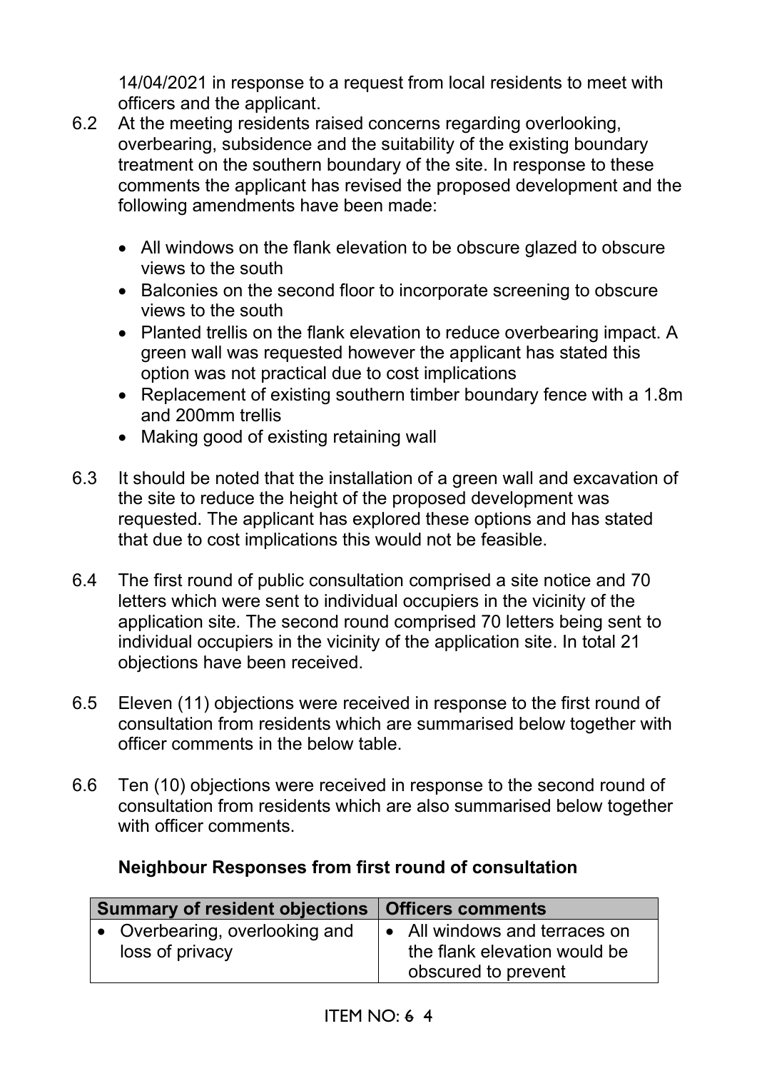14/04/2021 in response to a request from local residents to meet with officers and the applicant.

6.2 At the meeting residents raised concerns regarding overlooking, overbearing, subsidence and the suitability of the existing boundary treatment on the southern boundary of the site. In response to these comments the applicant has revised the proposed development and the following amendments have been made:

- All windows on the flank elevation to be obscure glazed to obscure views to the south
- Balconies on the second floor to incorporate screening to obscure views to the south
- Planted trellis on the flank elevation to reduce overbearing impact. A green wall was requested however the applicant has stated this option was not practical due to cost implications
- Replacement of existing southern timber boundary fence with a 1.8m and 200mm trellis
- Making good of existing retaining wall

6.3 It should be noted that the installation of a green wall and excavation of the site to reduce the height of the proposed development was requested. The applicant has explored these options and has stated that due to cost implications this would not be feasible.

6.4 The first round of public consultation comprised a site notice and 70 letters which were sent to individual occupiers in the vicinity of the application site. The second round comprised 70 letters being sent to individual occupiers in the vicinity of the application site. In total 21 objections have been received.

6.5 Eleven (11) objections were received in response to the first round of consultation from residents which are summarised below together with officer comments in the below table.

6.6 Ten (10) objections were received in response to the second round of consultation from residents which are also summarised below together with officer comments.

**Neighbour Responses from first round of consultation**

| Summary of resident objections | Officers comments |
|---|---|
| • Overbearing, overlooking and loss of privacy | • All windows and terraces on the flank elevation would be obscured to prevent |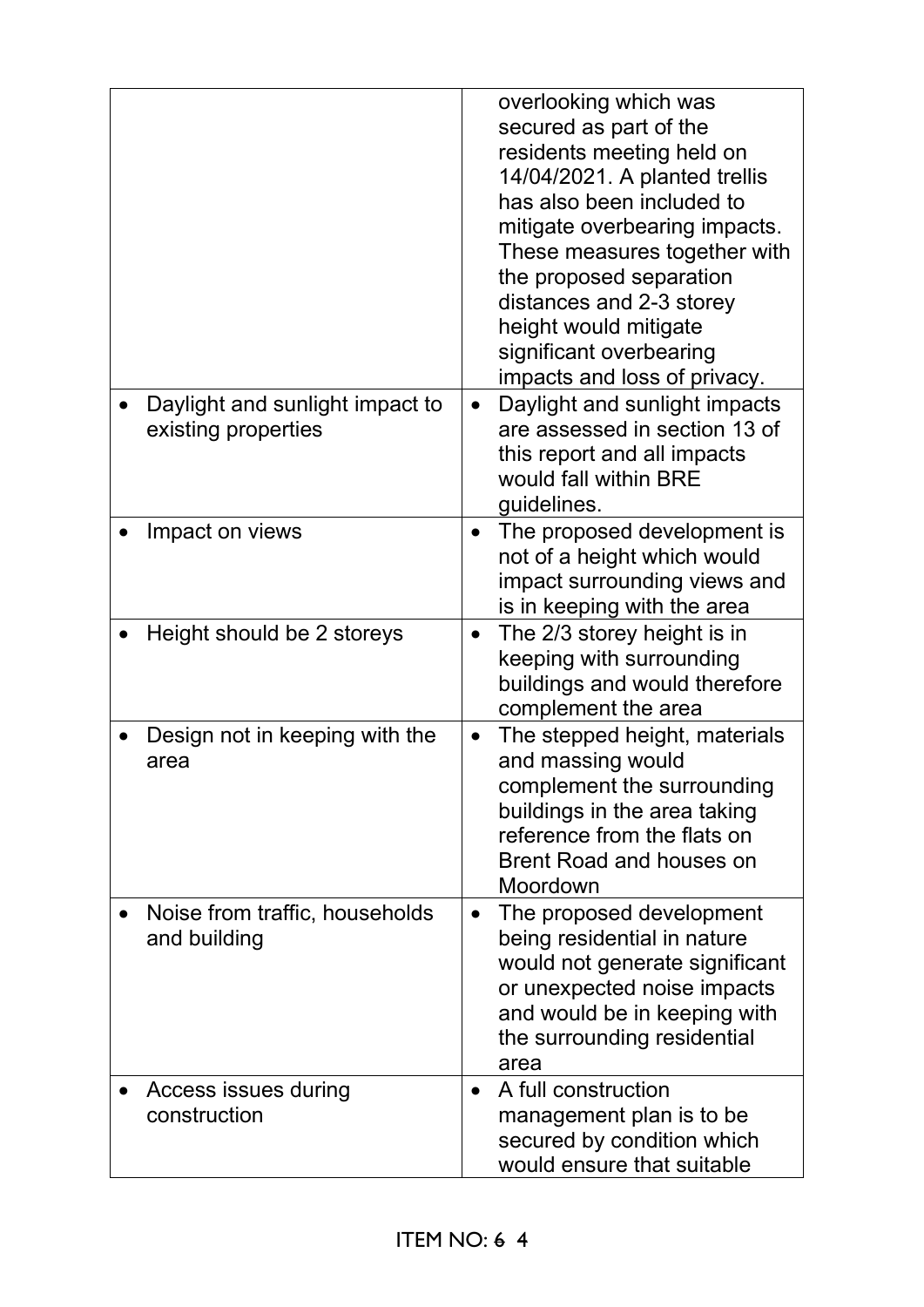| | |
|---|---|
| | overlooking which was secured as part of the residents meeting held on 14/04/2021. A planted trellis has also been included to mitigate overbearing impacts. These measures together with the proposed separation distances and 2-3 storey height would mitigate significant overbearing impacts and loss of privacy. |
| • Daylight and sunlight impact to existing properties | • Daylight and sunlight impacts are assessed in section 13 of this report and all impacts would fall within BRE guidelines. |
| • Impact on views | • The proposed development is not of a height which would impact surrounding views and is in keeping with the area |
| • Height should be 2 storeys | • The 2/3 storey height is in keeping with surrounding buildings and would therefore complement the area |
| • Design not in keeping with the area | • The stepped height, materials and massing would complement the surrounding buildings in the area taking reference from the flats on Brent Road and houses on Moordown |
| • Noise from traffic, households and building | • The proposed development being residential in nature would not generate significant or unexpected noise impacts and would be in keeping with the surrounding residential area |
| • Access issues during construction | • A full construction management plan is to be secured by condition which would ensure that suitable |

ITEM NO: ~~6~~ 4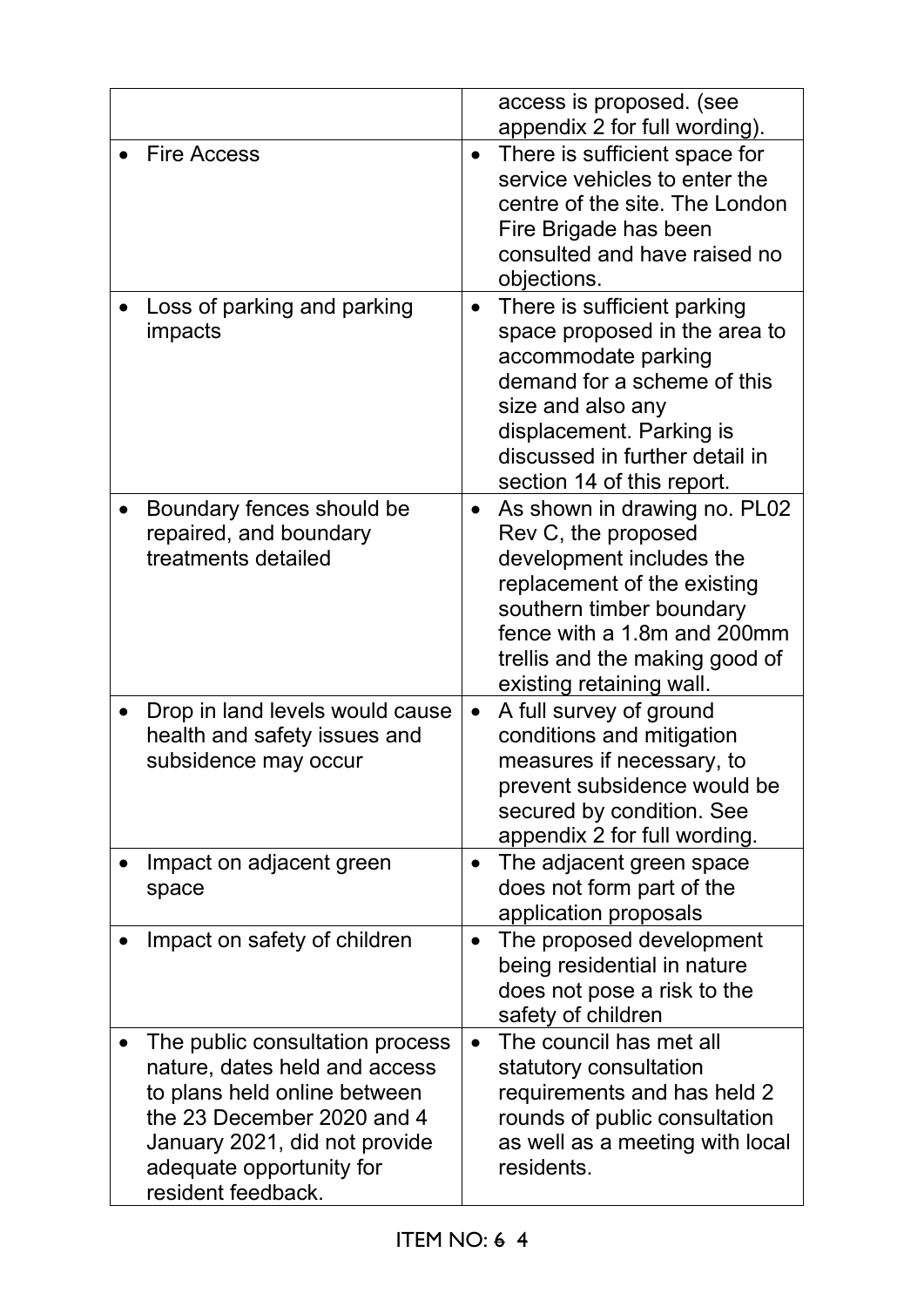| | |
|---|---|
| | access is proposed. (see appendix 2 for full wording). |
| • Fire Access | • There is sufficient space for service vehicles to enter the centre of the site. The London Fire Brigade has been consulted and have raised no objections. |
| • Loss of parking and parking impacts | • There is sufficient parking space proposed in the area to accommodate parking demand for a scheme of this size and also any displacement. Parking is discussed in further detail in section 14 of this report. |
| • Boundary fences should be repaired, and boundary treatments detailed | • As shown in drawing no. PL02 Rev C, the proposed development includes the replacement of the existing southern timber boundary fence with a 1.8m and 200mm trellis and the making good of existing retaining wall. |
| • Drop in land levels would cause health and safety issues and subsidence may occur | • A full survey of ground conditions and mitigation measures if necessary, to prevent subsidence would be secured by condition. See appendix 2 for full wording. |
| • Impact on adjacent green space | • The adjacent green space does not form part of the application proposals |
| • Impact on safety of children | • The proposed development being residential in nature does not pose a risk to the safety of children |
| • The public consultation process nature, dates held and access to plans held online between the 23 December 2020 and 4 January 2021, did not provide adequate opportunity for resident feedback. | • The council has met all statutory consultation requirements and has held 2 rounds of public consultation as well as a meeting with local residents. |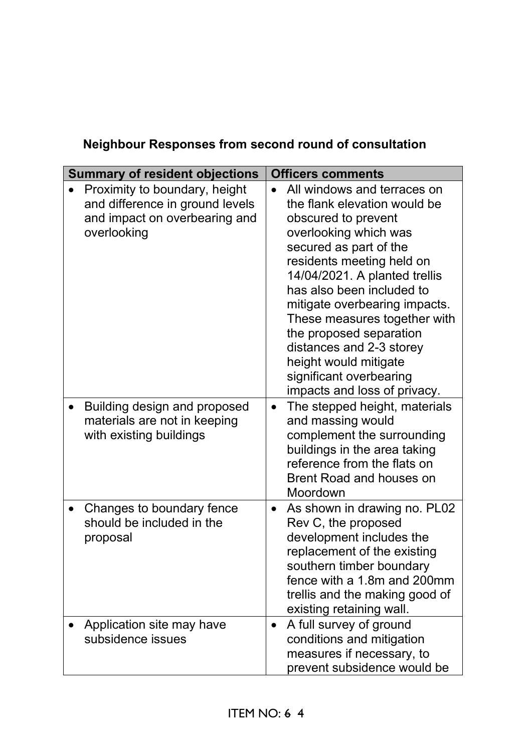**Neighbour Responses from second round of consultation**

| Summary of resident objections | Officers comments |
|---|---|
| • Proximity to boundary, height and difference in ground levels and impact on overbearing and overlooking | • All windows and terraces on the flank elevation would be obscured to prevent overlooking which was secured as part of the residents meeting held on 14/04/2021. A planted trellis has also been included to mitigate overbearing impacts. These measures together with the proposed separation distances and 2-3 storey height would mitigate significant overbearing impacts and loss of privacy. |
| • Building design and proposed materials are not in keeping with existing buildings | • The stepped height, materials and massing would complement the surrounding buildings in the area taking reference from the flats on Brent Road and houses on Moordown |
| • Changes to boundary fence should be included in the proposal | • As shown in drawing no. PL02 Rev C, the proposed development includes the replacement of the existing southern timber boundary fence with a 1.8m and 200mm trellis and the making good of existing retaining wall. |
| • Application site may have subsidence issues | • A full survey of ground conditions and mitigation measures if necessary, to prevent subsidence would be |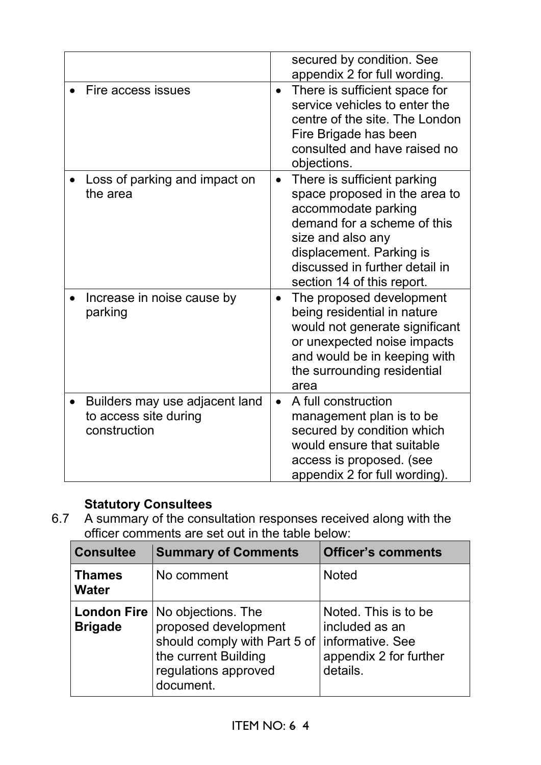| | |
|---|---|
| | secured by condition. See appendix 2 for full wording. |
| • Fire access issues | • There is sufficient space for service vehicles to enter the centre of the site. The London Fire Brigade has been consulted and have raised no objections. |
| • Loss of parking and impact on the area | • There is sufficient parking space proposed in the area to accommodate parking demand for a scheme of this size and also any displacement. Parking is discussed in further detail in section 14 of this report. |
| • Increase in noise cause by parking | • The proposed development being residential in nature would not generate significant or unexpected noise impacts and would be in keeping with the surrounding residential area |
| • Builders may use adjacent land to access site during construction | • A full construction management plan is to be secured by condition which would ensure that suitable access is proposed. (see appendix 2 for full wording). |

**Statutory Consultees**

6.7 A summary of the consultation responses received along with the officer comments are set out in the table below:

| Consultee | Summary of Comments | Officer's comments |
|---|---|---|
| **Thames Water** | No comment | Noted |
| **London Fire Brigade** | No objections. The proposed development should comply with Part 5 of the current Building regulations approved document. | Noted. This is to be included as an informative. See appendix 2 for further details. |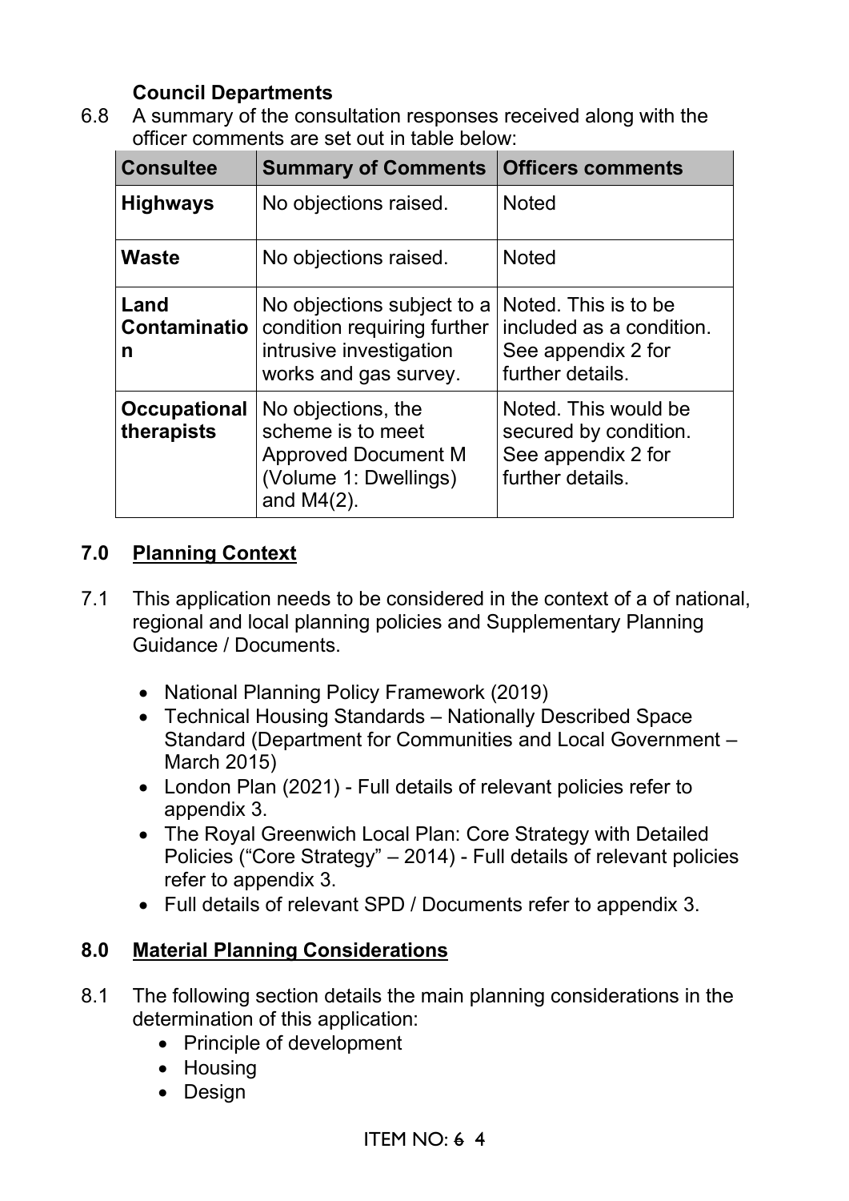**Council Departments**

6.8 A summary of the consultation responses received along with the officer comments are set out in table below:

| Consultee | Summary of Comments | Officers comments |
|---|---|---|
| **Highways** | No objections raised. | Noted |
| **Waste** | No objections raised. | Noted |
| **Land Contamination** | No objections subject to a condition requiring further intrusive investigation works and gas survey. | Noted. This is to be included as a condition. See appendix 2 for further details. |
| **Occupational therapists** | No objections, the scheme is to meet Approved Document M (Volume 1: Dwellings) and M4(2). | Noted. This would be secured by condition. See appendix 2 for further details. |

## 7.0 Planning Context

7.1 This application needs to be considered in the context of a of national, regional and local planning policies and Supplementary Planning Guidance / Documents.

- National Planning Policy Framework (2019)
- Technical Housing Standards – Nationally Described Space Standard (Department for Communities and Local Government – March 2015)
- London Plan (2021) - Full details of relevant policies refer to appendix 3.
- The Royal Greenwich Local Plan: Core Strategy with Detailed Policies ("Core Strategy" – 2014) - Full details of relevant policies refer to appendix 3.
- Full details of relevant SPD / Documents refer to appendix 3.

## 8.0 Material Planning Considerations

8.1 The following section details the main planning considerations in the determination of this application:

- Principle of development
- Housing
- Design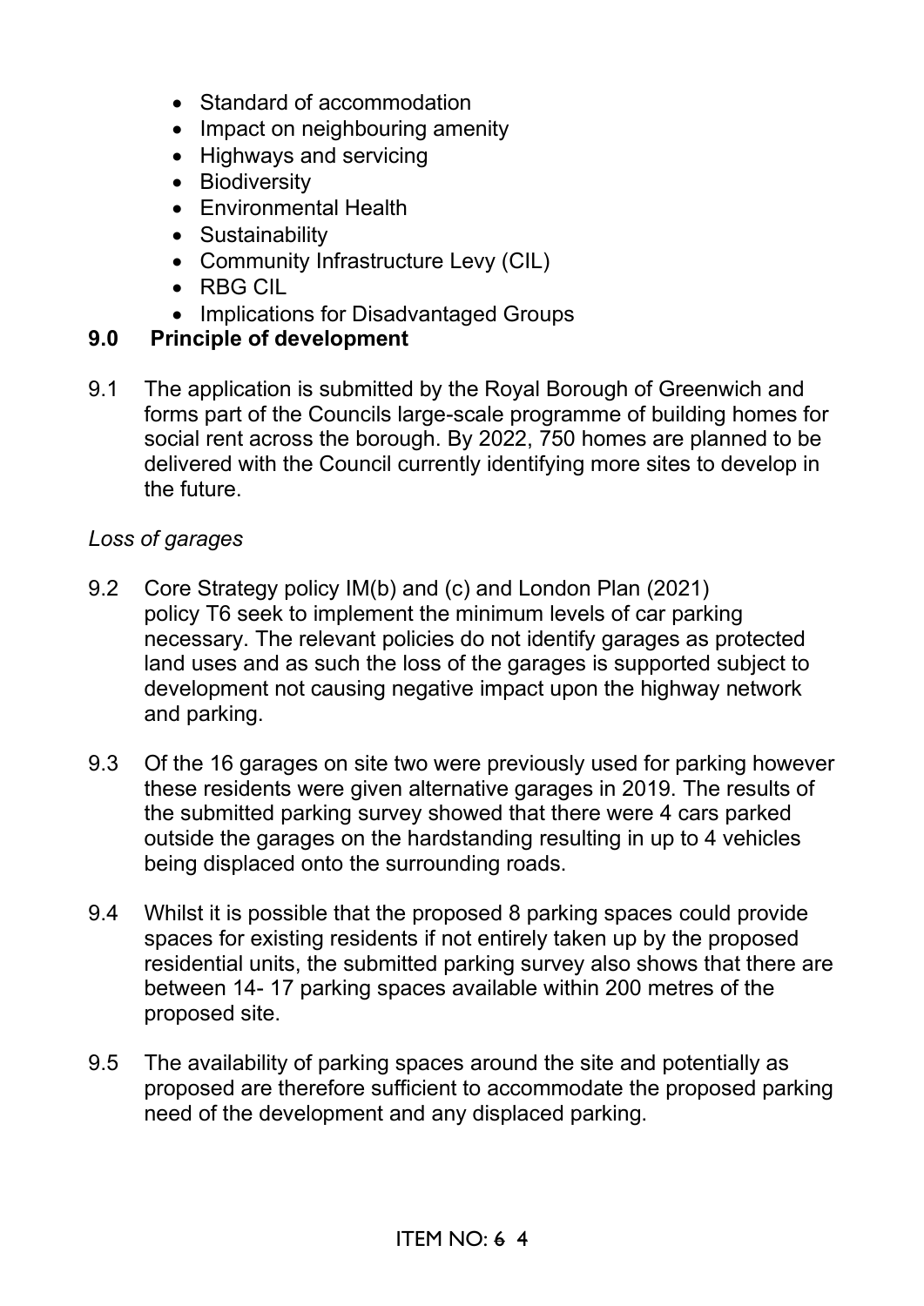- Standard of accommodation
- Impact on neighbouring amenity
- Highways and servicing
- Biodiversity
- Environmental Health
- Sustainability
- Community Infrastructure Levy (CIL)
- RBG CIL
- Implications for Disadvantaged Groups

## 9.0 Principle of development

9.1 The application is submitted by the Royal Borough of Greenwich and forms part of the Councils large-scale programme of building homes for social rent across the borough. By 2022, 750 homes are planned to be delivered with the Council currently identifying more sites to develop in the future.

*Loss of garages*

9.2 Core Strategy policy IM(b) and (c) and London Plan (2021) policy T6 seek to implement the minimum levels of car parking necessary. The relevant policies do not identify garages as protected land uses and as such the loss of the garages is supported subject to development not causing negative impact upon the highway network and parking.

9.3 Of the 16 garages on site two were previously used for parking however these residents were given alternative garages in 2019. The results of the submitted parking survey showed that there were 4 cars parked outside the garages on the hardstanding resulting in up to 4 vehicles being displaced onto the surrounding roads.

9.4 Whilst it is possible that the proposed 8 parking spaces could provide spaces for existing residents if not entirely taken up by the proposed residential units, the submitted parking survey also shows that there are between 14- 17 parking spaces available within 200 metres of the proposed site.

9.5 The availability of parking spaces around the site and potentially as proposed are therefore sufficient to accommodate the proposed parking need of the development and any displaced parking.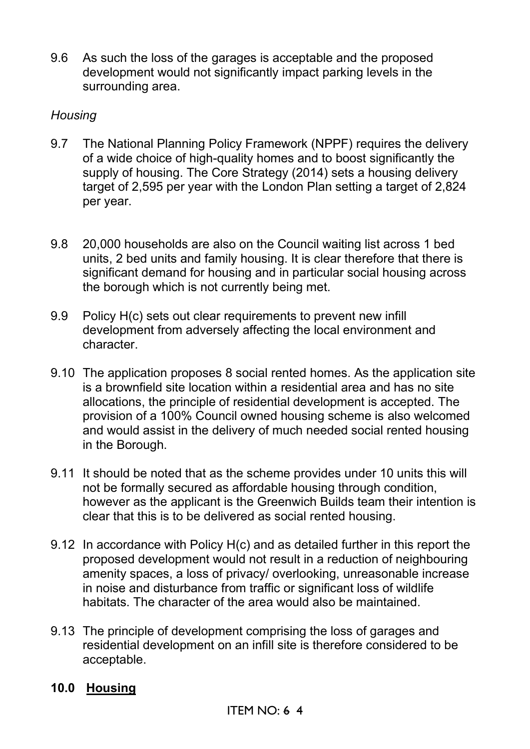9.6 As such the loss of the garages is acceptable and the proposed development would not significantly impact parking levels in the surrounding area.

*Housing*

9.7 The National Planning Policy Framework (NPPF) requires the delivery of a wide choice of high-quality homes and to boost significantly the supply of housing. The Core Strategy (2014) sets a housing delivery target of 2,595 per year with the London Plan setting a target of 2,824 per year.

9.8 20,000 households are also on the Council waiting list across 1 bed units, 2 bed units and family housing. It is clear therefore that there is significant demand for housing and in particular social housing across the borough which is not currently being met.

9.9 Policy H(c) sets out clear requirements to prevent new infill development from adversely affecting the local environment and character.

9.10 The application proposes 8 social rented homes. As the application site is a brownfield site location within a residential area and has no site allocations, the principle of residential development is accepted. The provision of a 100% Council owned housing scheme is also welcomed and would assist in the delivery of much needed social rented housing in the Borough.

9.11 It should be noted that as the scheme provides under 10 units this will not be formally secured as affordable housing through condition, however as the applicant is the Greenwich Builds team their intention is clear that this is to be delivered as social rented housing.

9.12 In accordance with Policy H(c) and as detailed further in this report the proposed development would not result in a reduction of neighbouring amenity spaces, a loss of privacy/ overlooking, unreasonable increase in noise and disturbance from traffic or significant loss of wildlife habitats. The character of the area would also be maintained.

9.13 The principle of development comprising the loss of garages and residential development on an infill site is therefore considered to be acceptable.

## 10.0 <u>Housing</u>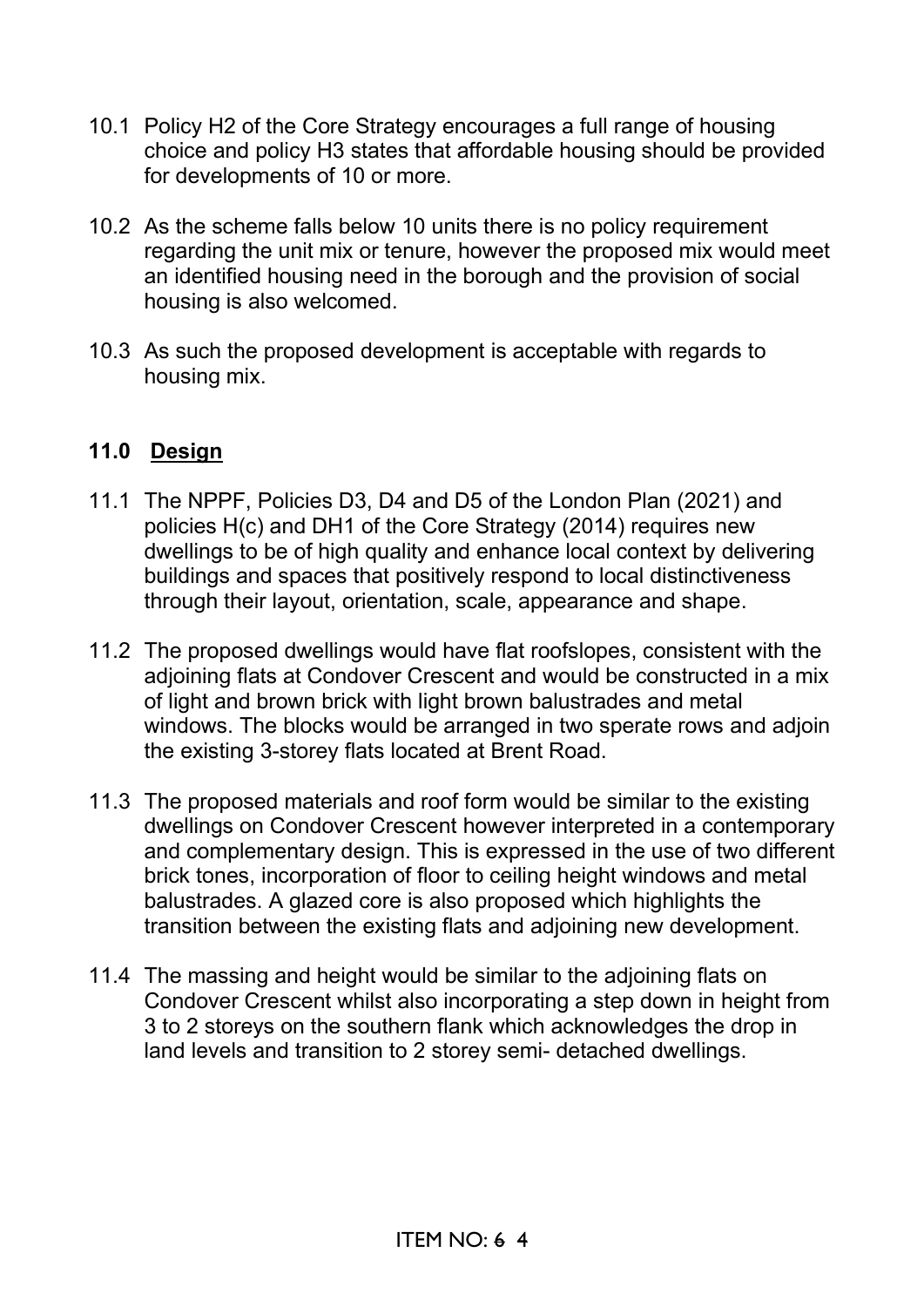10.1 Policy H2 of the Core Strategy encourages a full range of housing choice and policy H3 states that affordable housing should be provided for developments of 10 or more.

10.2 As the scheme falls below 10 units there is no policy requirement regarding the unit mix or tenure, however the proposed mix would meet an identified housing need in the borough and the provision of social housing is also welcomed.

10.3 As such the proposed development is acceptable with regards to housing mix.

## 11.0 Design

11.1 The NPPF, Policies D3, D4 and D5 of the London Plan (2021) and policies H(c) and DH1 of the Core Strategy (2014) requires new dwellings to be of high quality and enhance local context by delivering buildings and spaces that positively respond to local distinctiveness through their layout, orientation, scale, appearance and shape.

11.2 The proposed dwellings would have flat roofslopes, consistent with the adjoining flats at Condover Crescent and would be constructed in a mix of light and brown brick with light brown balustrades and metal windows. The blocks would be arranged in two sperate rows and adjoin the existing 3-storey flats located at Brent Road.

11.3 The proposed materials and roof form would be similar to the existing dwellings on Condover Crescent however interpreted in a contemporary and complementary design. This is expressed in the use of two different brick tones, incorporation of floor to ceiling height windows and metal balustrades. A glazed core is also proposed which highlights the transition between the existing flats and adjoining new development.

11.4 The massing and height would be similar to the adjoining flats on Condover Crescent whilst also incorporating a step down in height from 3 to 2 storeys on the southern flank which acknowledges the drop in land levels and transition to 2 storey semi- detached dwellings.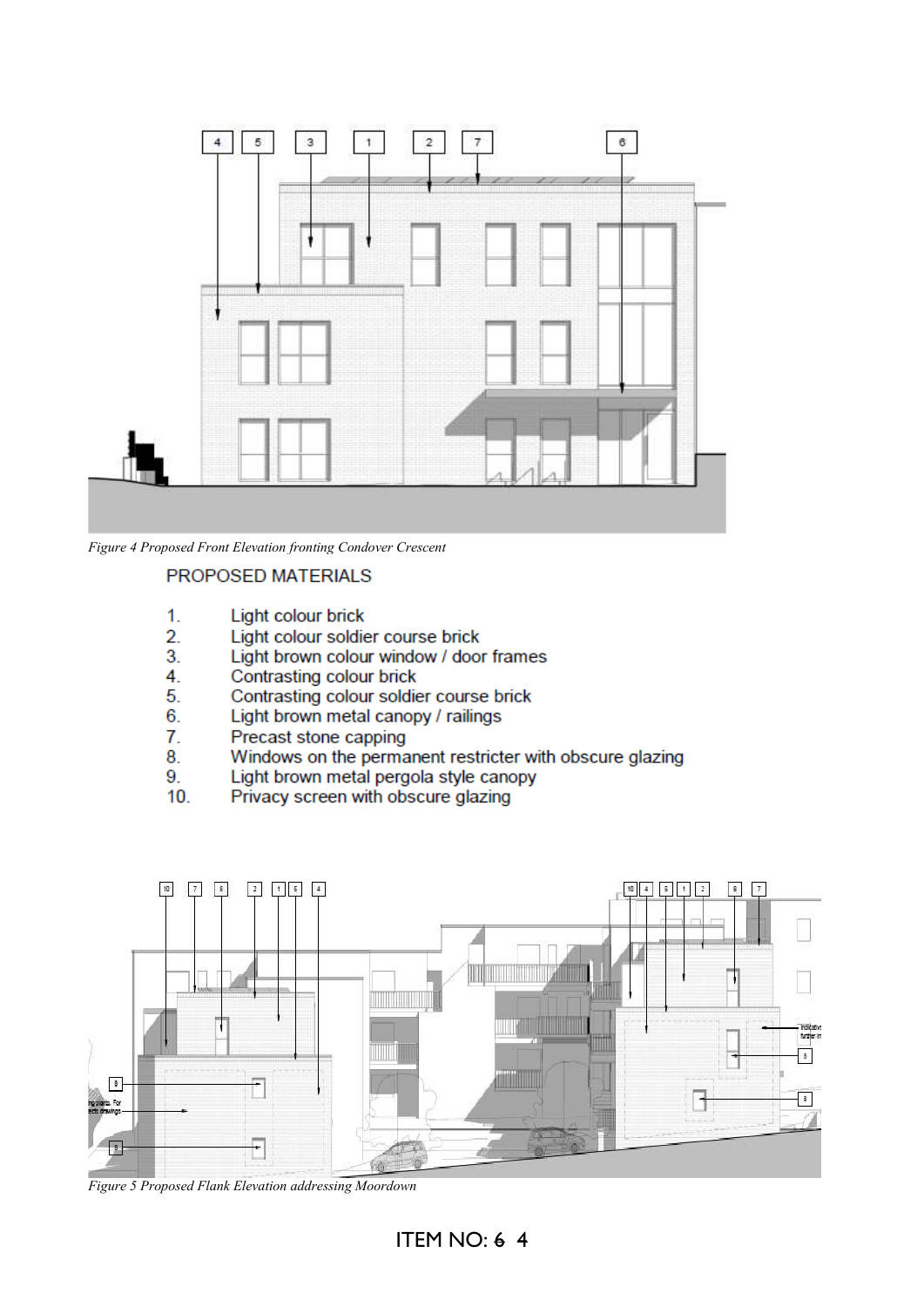*Figure 4 Proposed Front Elevation fronting Condover Crescent*

PROPOSED MATERIALS

1. Light colour brick
2. Light colour soldier course brick
3. Light brown colour window / door frames
4. Contrasting colour brick
5. Contrasting colour soldier course brick
6. Light brown metal canopy / railings
7. Precast stone capping
8. Windows on the permanent restricter with obscure glazing
9. Light brown metal pergola style canopy
10. Privacy screen with obscure glazing

*Figure 5 Proposed Flank Elevation addressing Moordown*

ITEM NO: 6 4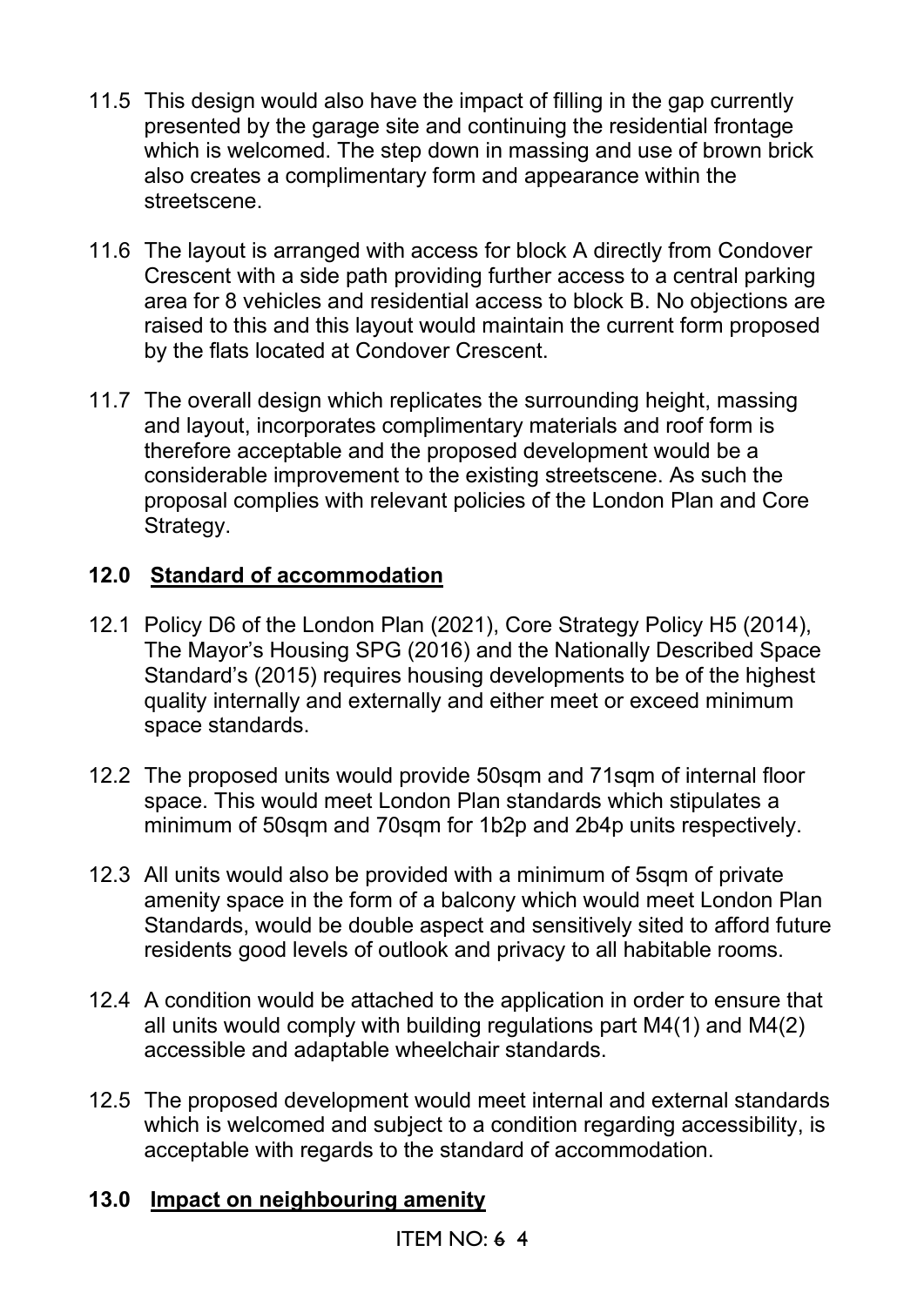11.5 This design would also have the impact of filling in the gap currently presented by the garage site and continuing the residential frontage which is welcomed. The step down in massing and use of brown brick also creates a complimentary form and appearance within the streetscene.

11.6 The layout is arranged with access for block A directly from Condover Crescent with a side path providing further access to a central parking area for 8 vehicles and residential access to block B. No objections are raised to this and this layout would maintain the current form proposed by the flats located at Condover Crescent.

11.7 The overall design which replicates the surrounding height, massing and layout, incorporates complimentary materials and roof form is therefore acceptable and the proposed development would be a considerable improvement to the existing streetscene. As such the proposal complies with relevant policies of the London Plan and Core Strategy.

## 12.0 Standard of accommodation

12.1 Policy D6 of the London Plan (2021), Core Strategy Policy H5 (2014), The Mayor's Housing SPG (2016) and the Nationally Described Space Standard's (2015) requires housing developments to be of the highest quality internally and externally and either meet or exceed minimum space standards.

12.2 The proposed units would provide 50sqm and 71sqm of internal floor space. This would meet London Plan standards which stipulates a minimum of 50sqm and 70sqm for 1b2p and 2b4p units respectively.

12.3 All units would also be provided with a minimum of 5sqm of private amenity space in the form of a balcony which would meet London Plan Standards, would be double aspect and sensitively sited to afford future residents good levels of outlook and privacy to all habitable rooms.

12.4 A condition would be attached to the application in order to ensure that all units would comply with building regulations part M4(1) and M4(2) accessible and adaptable wheelchair standards.

12.5 The proposed development would meet internal and external standards which is welcomed and subject to a condition regarding accessibility, is acceptable with regards to the standard of accommodation.

## 13.0 Impact on neighbouring amenity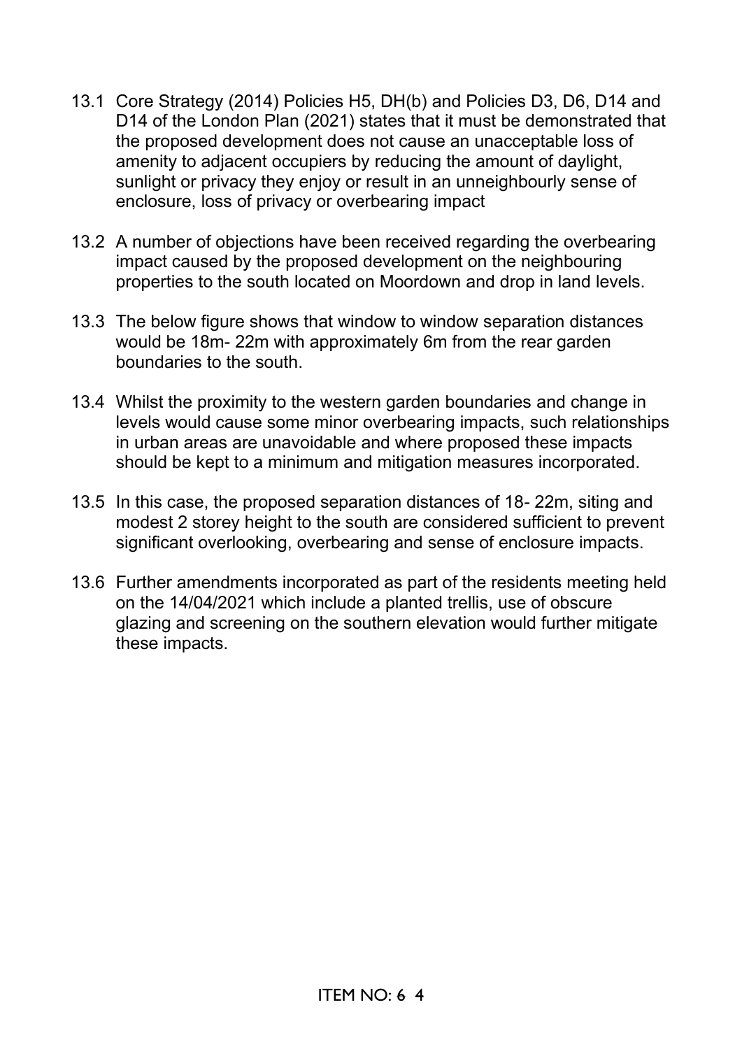13.1 Core Strategy (2014) Policies H5, DH(b) and Policies D3, D6, D14 and D14 of the London Plan (2021) states that it must be demonstrated that the proposed development does not cause an unacceptable loss of amenity to adjacent occupiers by reducing the amount of daylight, sunlight or privacy they enjoy or result in an unneighbourly sense of enclosure, loss of privacy or overbearing impact

13.2 A number of objections have been received regarding the overbearing impact caused by the proposed development on the neighbouring properties to the south located on Moordown and drop in land levels.

13.3 The below figure shows that window to window separation distances would be 18m- 22m with approximately 6m from the rear garden boundaries to the south.

13.4 Whilst the proximity to the western garden boundaries and change in levels would cause some minor overbearing impacts, such relationships in urban areas are unavoidable and where proposed these impacts should be kept to a minimum and mitigation measures incorporated.

13.5 In this case, the proposed separation distances of 18- 22m, siting and modest 2 storey height to the south are considered sufficient to prevent significant overlooking, overbearing and sense of enclosure impacts.

13.6 Further amendments incorporated as part of the residents meeting held on the 14/04/2021 which include a planted trellis, use of obscure glazing and screening on the southern elevation would further mitigate these impacts.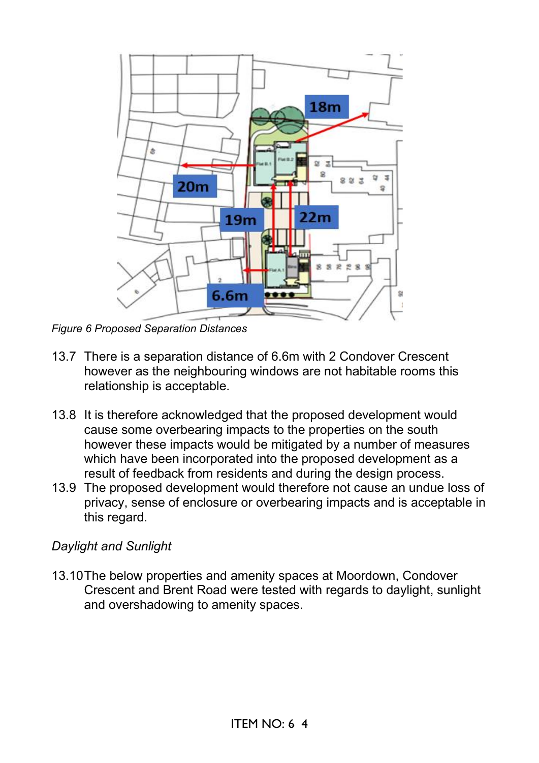*Figure 6 Proposed Separation Distances*

13.7 There is a separation distance of 6.6m with 2 Condover Crescent however as the neighbouring windows are not habitable rooms this relationship is acceptable.

13.8 It is therefore acknowledged that the proposed development would cause some overbearing impacts to the properties on the south however these impacts would be mitigated by a number of measures which have been incorporated into the proposed development as a result of feedback from residents and during the design process.

13.9 The proposed development would therefore not cause an undue loss of privacy, sense of enclosure or overbearing impacts and is acceptable in this regard.

*Daylight and Sunlight*

13.10 The below properties and amenity spaces at Moordown, Condover Crescent and Brent Road were tested with regards to daylight, sunlight and overshadowing to amenity spaces.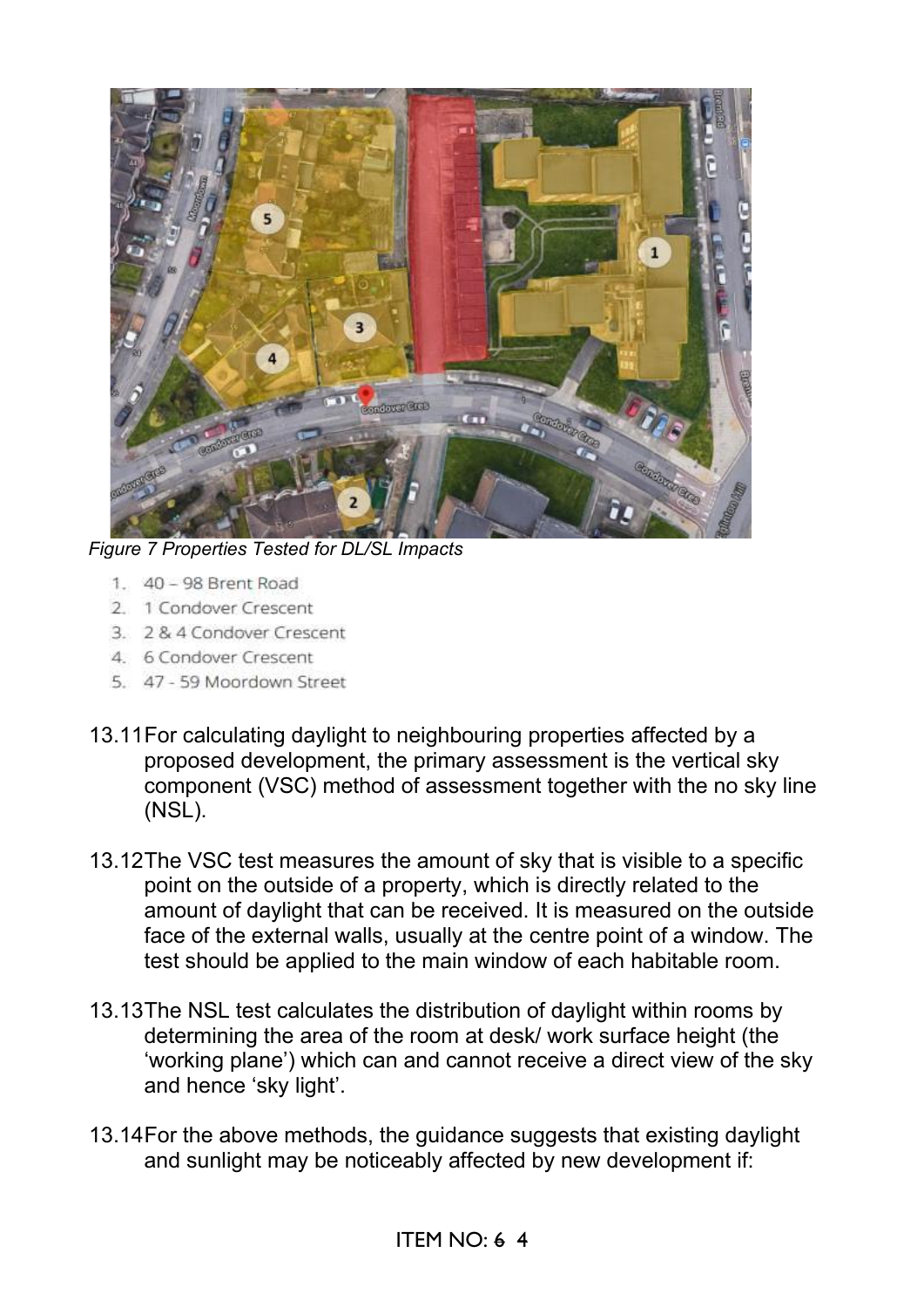*Figure 7 Properties Tested for DL/SL Impacts*

1. 40 – 98 Brent Road
2. 1 Condover Crescent
3. 2 & 4 Condover Crescent
4. 6 Condover Crescent
5. 47 - 59 Moordown Street

13.11 For calculating daylight to neighbouring properties affected by a proposed development, the primary assessment is the vertical sky component (VSC) method of assessment together with the no sky line (NSL).

13.12 The VSC test measures the amount of sky that is visible to a specific point on the outside of a property, which is directly related to the amount of daylight that can be received. It is measured on the outside face of the external walls, usually at the centre point of a window. The test should be applied to the main window of each habitable room.

13.13 The NSL test calculates the distribution of daylight within rooms by determining the area of the room at desk/ work surface height (the 'working plane') which can and cannot receive a direct view of the sky and hence 'sky light'.

13.14 For the above methods, the guidance suggests that existing daylight and sunlight may be noticeably affected by new development if: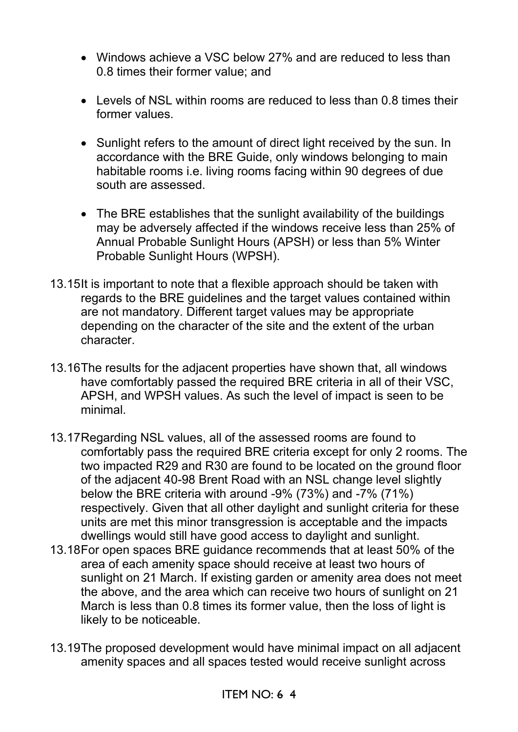- Windows achieve a VSC below 27% and are reduced to less than 0.8 times their former value; and

- Levels of NSL within rooms are reduced to less than 0.8 times their former values.

- Sunlight refers to the amount of direct light received by the sun. In accordance with the BRE Guide, only windows belonging to main habitable rooms i.e. living rooms facing within 90 degrees of due south are assessed.

- The BRE establishes that the sunlight availability of the buildings may be adversely affected if the windows receive less than 25% of Annual Probable Sunlight Hours (APSH) or less than 5% Winter Probable Sunlight Hours (WPSH).

13.15 It is important to note that a flexible approach should be taken with regards to the BRE guidelines and the target values contained within are not mandatory. Different target values may be appropriate depending on the character of the site and the extent of the urban character.

13.16 The results for the adjacent properties have shown that, all windows have comfortably passed the required BRE criteria in all of their VSC, APSH, and WPSH values. As such the level of impact is seen to be minimal.

13.17 Regarding NSL values, all of the assessed rooms are found to comfortably pass the required BRE criteria except for only 2 rooms. The two impacted R29 and R30 are found to be located on the ground floor of the adjacent 40-98 Brent Road with an NSL change level slightly below the BRE criteria with around -9% (73%) and -7% (71%) respectively. Given that all other daylight and sunlight criteria for these units are met this minor transgression is acceptable and the impacts dwellings would still have good access to daylight and sunlight.

13.18 For open spaces BRE guidance recommends that at least 50% of the area of each amenity space should receive at least two hours of sunlight on 21 March. If existing garden or amenity area does not meet the above, and the area which can receive two hours of sunlight on 21 March is less than 0.8 times its former value, then the loss of light is likely to be noticeable.

13.19 The proposed development would have minimal impact on all adjacent amenity spaces and all spaces tested would receive sunlight across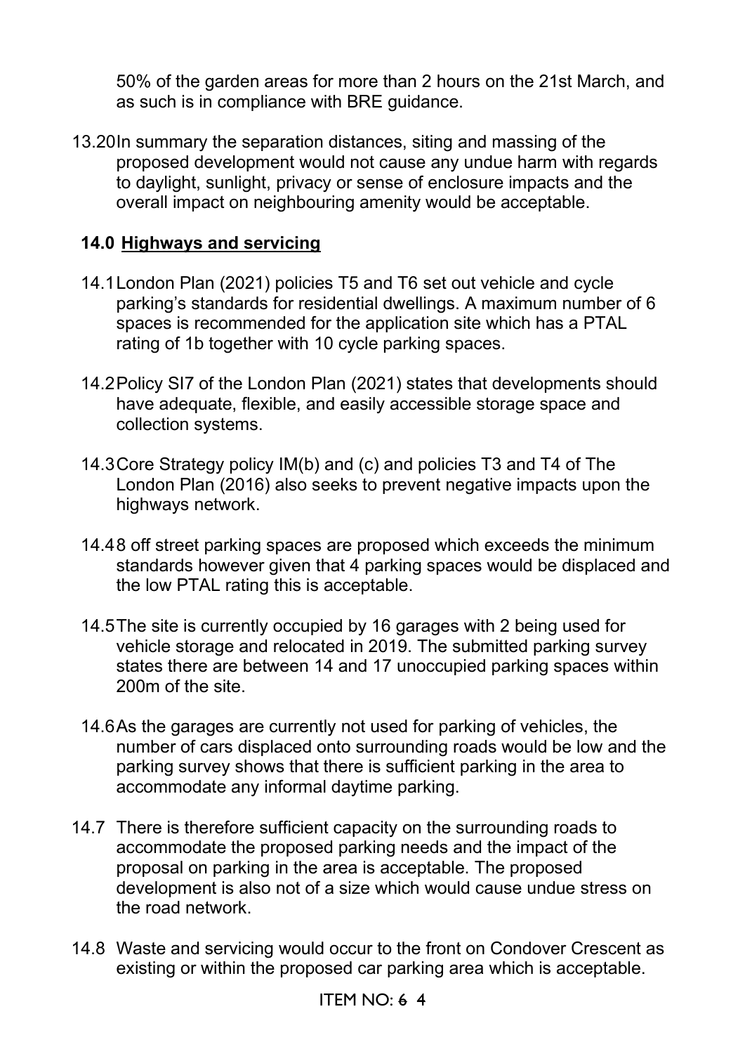50% of the garden areas for more than 2 hours on the 21st March, and as such is in compliance with BRE guidance.

13.20 In summary the separation distances, siting and massing of the proposed development would not cause any undue harm with regards to daylight, sunlight, privacy or sense of enclosure impacts and the overall impact on neighbouring amenity would be acceptable.

## 14.0 Highways and servicing

14.1 London Plan (2021) policies T5 and T6 set out vehicle and cycle parking's standards for residential dwellings. A maximum number of 6 spaces is recommended for the application site which has a PTAL rating of 1b together with 10 cycle parking spaces.

14.2 Policy SI7 of the London Plan (2021) states that developments should have adequate, flexible, and easily accessible storage space and collection systems.

14.3 Core Strategy policy IM(b) and (c) and policies T3 and T4 of The London Plan (2016) also seeks to prevent negative impacts upon the highways network.

14.4 8 off street parking spaces are proposed which exceeds the minimum standards however given that 4 parking spaces would be displaced and the low PTAL rating this is acceptable.

14.5 The site is currently occupied by 16 garages with 2 being used for vehicle storage and relocated in 2019. The submitted parking survey states there are between 14 and 17 unoccupied parking spaces within 200m of the site.

14.6 As the garages are currently not used for parking of vehicles, the number of cars displaced onto surrounding roads would be low and the parking survey shows that there is sufficient parking in the area to accommodate any informal daytime parking.

14.7 There is therefore sufficient capacity on the surrounding roads to accommodate the proposed parking needs and the impact of the proposal on parking in the area is acceptable. The proposed development is also not of a size which would cause undue stress on the road network.

14.8 Waste and servicing would occur to the front on Condover Crescent as existing or within the proposed car parking area which is acceptable.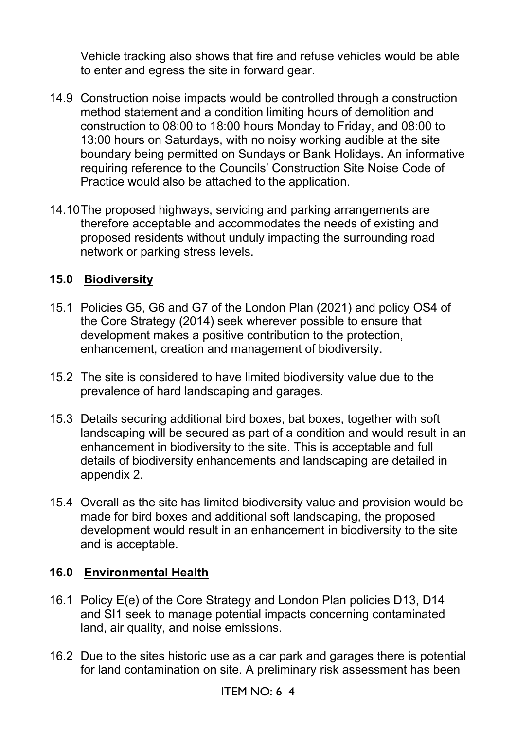Vehicle tracking also shows that fire and refuse vehicles would be able to enter and egress the site in forward gear.

14.9 Construction noise impacts would be controlled through a construction method statement and a condition limiting hours of demolition and construction to 08:00 to 18:00 hours Monday to Friday, and 08:00 to 13:00 hours on Saturdays, with no noisy working audible at the site boundary being permitted on Sundays or Bank Holidays. An informative requiring reference to the Councils' Construction Site Noise Code of Practice would also be attached to the application.

14.10 The proposed highways, servicing and parking arrangements are therefore acceptable and accommodates the needs of existing and proposed residents without unduly impacting the surrounding road network or parking stress levels.

## 15.0 Biodiversity

15.1 Policies G5, G6 and G7 of the London Plan (2021) and policy OS4 of the Core Strategy (2014) seek wherever possible to ensure that development makes a positive contribution to the protection, enhancement, creation and management of biodiversity.

15.2 The site is considered to have limited biodiversity value due to the prevalence of hard landscaping and garages.

15.3 Details securing additional bird boxes, bat boxes, together with soft landscaping will be secured as part of a condition and would result in an enhancement in biodiversity to the site. This is acceptable and full details of biodiversity enhancements and landscaping are detailed in appendix 2.

15.4 Overall as the site has limited biodiversity value and provision would be made for bird boxes and additional soft landscaping, the proposed development would result in an enhancement in biodiversity to the site and is acceptable.

## 16.0 Environmental Health

16.1 Policy E(e) of the Core Strategy and London Plan policies D13, D14 and SI1 seek to manage potential impacts concerning contaminated land, air quality, and noise emissions.

16.2 Due to the sites historic use as a car park and garages there is potential for land contamination on site. A preliminary risk assessment has been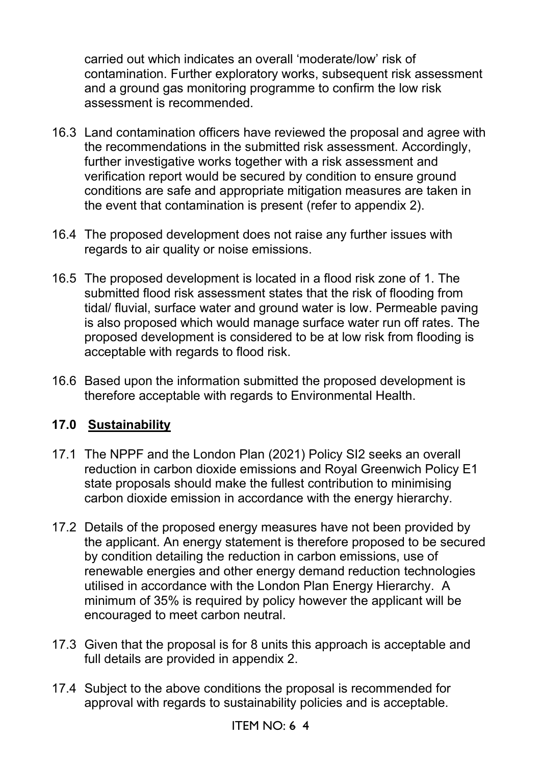carried out which indicates an overall 'moderate/low' risk of contamination. Further exploratory works, subsequent risk assessment and a ground gas monitoring programme to confirm the low risk assessment is recommended.

16.3 Land contamination officers have reviewed the proposal and agree with the recommendations in the submitted risk assessment. Accordingly, further investigative works together with a risk assessment and verification report would be secured by condition to ensure ground conditions are safe and appropriate mitigation measures are taken in the event that contamination is present (refer to appendix 2).

16.4 The proposed development does not raise any further issues with regards to air quality or noise emissions.

16.5 The proposed development is located in a flood risk zone of 1. The submitted flood risk assessment states that the risk of flooding from tidal/ fluvial, surface water and ground water is low. Permeable paving is also proposed which would manage surface water run off rates. The proposed development is considered to be at low risk from flooding is acceptable with regards to flood risk.

16.6 Based upon the information submitted the proposed development is therefore acceptable with regards to Environmental Health.

## 17.0 Sustainability

17.1 The NPPF and the London Plan (2021) Policy SI2 seeks an overall reduction in carbon dioxide emissions and Royal Greenwich Policy E1 state proposals should make the fullest contribution to minimising carbon dioxide emission in accordance with the energy hierarchy.

17.2 Details of the proposed energy measures have not been provided by the applicant. An energy statement is therefore proposed to be secured by condition detailing the reduction in carbon emissions, use of renewable energies and other energy demand reduction technologies utilised in accordance with the London Plan Energy Hierarchy. A minimum of 35% is required by policy however the applicant will be encouraged to meet carbon neutral.

17.3 Given that the proposal is for 8 units this approach is acceptable and full details are provided in appendix 2.

17.4 Subject to the above conditions the proposal is recommended for approval with regards to sustainability policies and is acceptable.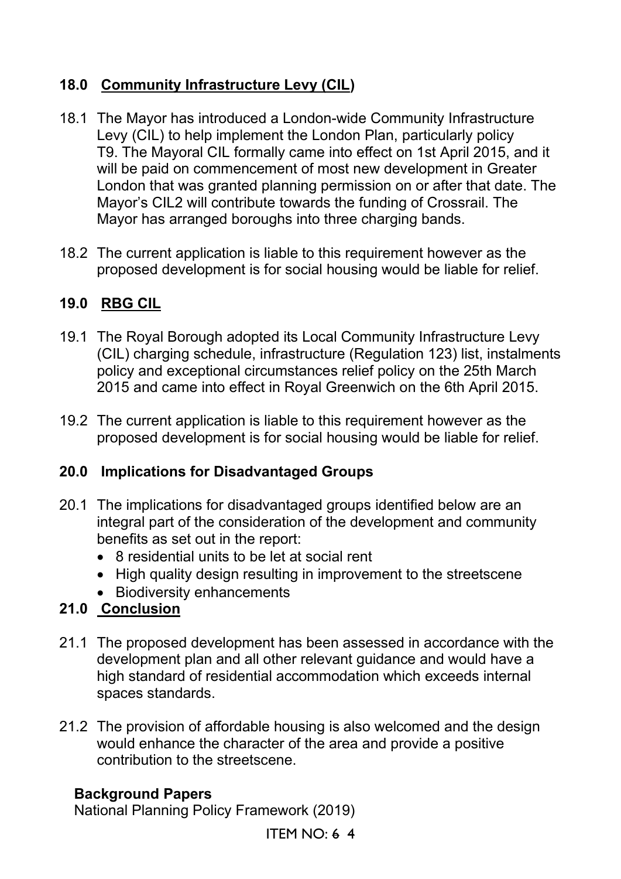## 18.0 Community Infrastructure Levy (CIL)

18.1 The Mayor has introduced a London-wide Community Infrastructure Levy (CIL) to help implement the London Plan, particularly policy T9. The Mayoral CIL formally came into effect on 1st April 2015, and it will be paid on commencement of most new development in Greater London that was granted planning permission on or after that date. The Mayor's CIL2 will contribute towards the funding of Crossrail. The Mayor has arranged boroughs into three charging bands.

18.2 The current application is liable to this requirement however as the proposed development is for social housing would be liable for relief.

## 19.0 RBG CIL

19.1 The Royal Borough adopted its Local Community Infrastructure Levy (CIL) charging schedule, infrastructure (Regulation 123) list, instalments policy and exceptional circumstances relief policy on the 25th March 2015 and came into effect in Royal Greenwich on the 6th April 2015.

19.2 The current application is liable to this requirement however as the proposed development is for social housing would be liable for relief.

## 20.0 Implications for Disadvantaged Groups

20.1 The implications for disadvantaged groups identified below are an integral part of the consideration of the development and community benefits as set out in the report:

- 8 residential units to be let at social rent
- High quality design resulting in improvement to the streetscene
- Biodiversity enhancements

## 21.0 Conclusion

21.1 The proposed development has been assessed in accordance with the development plan and all other relevant guidance and would have a high standard of residential accommodation which exceeds internal spaces standards.

21.2 The provision of affordable housing is also welcomed and the design would enhance the character of the area and provide a positive contribution to the streetscene.

**Background Papers**

National Planning Policy Framework (2019)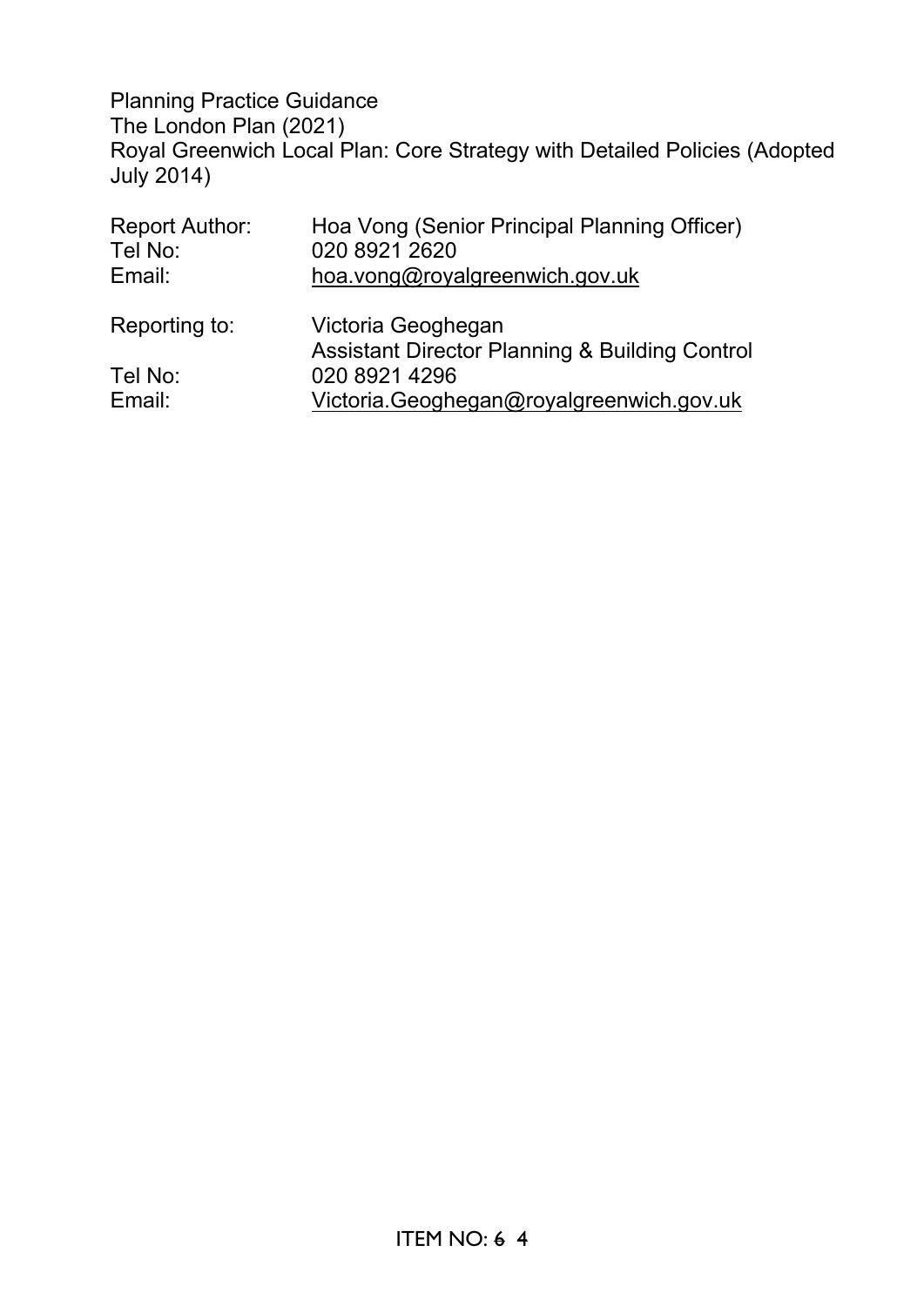Planning Practice Guidance
The London Plan (2021)
Royal Greenwich Local Plan: Core Strategy with Detailed Policies (Adopted July 2014)

| | |
|---|---|
| Report Author: | Hoa Vong (Senior Principal Planning Officer) |
| Tel No: | 020 8921 2620 |
| Email: | hoa.vong@royalgreenwich.gov.uk |
| Reporting to: | Victoria Geoghegan<br>Assistant Director Planning & Building Control |
| Tel No: | 020 8921 4296 |
| Email: | Victoria.Geoghegan@royalgreenwich.gov.uk |